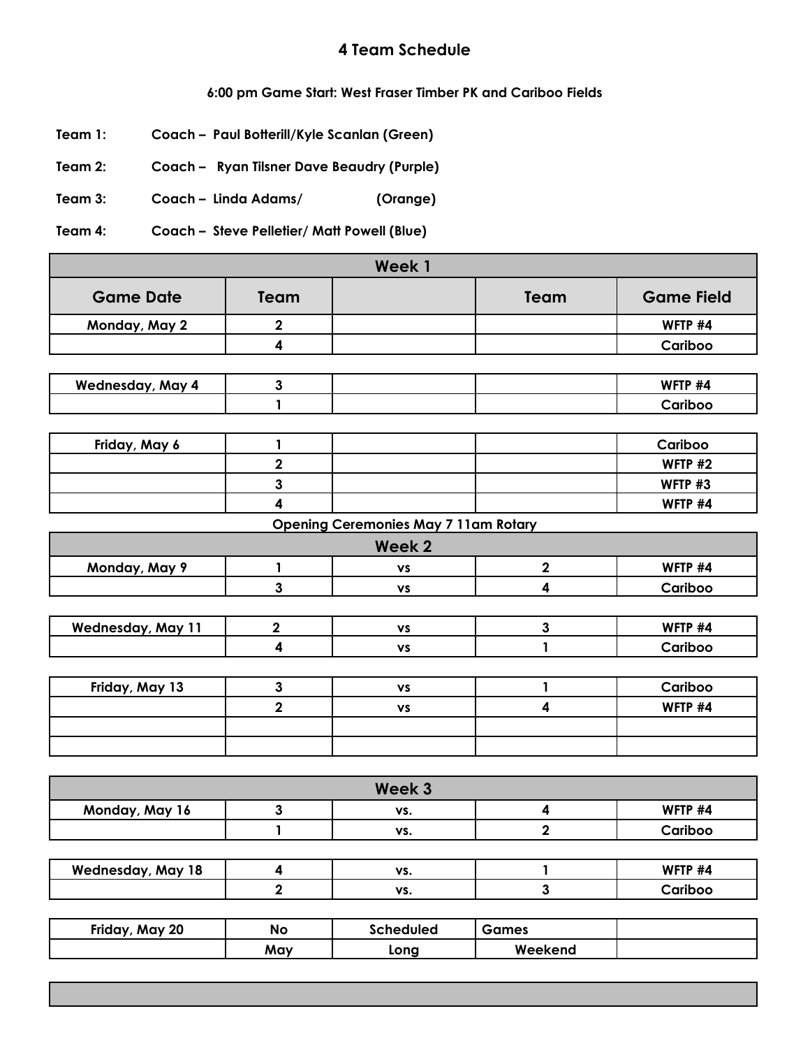# 4 Team Schedule

**6:00 pm Game Start: West Fraser Timber PK and Cariboo Fields**

**Team 1:** Coach – Paul Botterill/Kyle Scanlan (Green)

**Team 2:** Coach – Ryan Tilsner Dave Beaudry (Purple)

**Team 3:** Coach – Linda Adams/ (Orange)

**Team 4:** Coach – Steve Pelletier/ Matt Powell (Blue)

| Week 1 | | | | |
|---|---|---|---|---|
| **Game Date** | **Team** | | **Team** | **Game Field** |
| Monday, May 2 | 2 | | | WFTP #4 |
| | 4 | | | Cariboo |
| | | | | |
| Wednesday, May 4 | 3 | | | WFTP #4 |
| | 1 | | | Cariboo |
| | | | | |
| Friday, May 6 | 1 | | | Cariboo |
| | 2 | | | WFTP #2 |
| | 3 | | | WFTP #3 |
| | 4 | | | WFTP #4 |

**Opening Ceremonies May 7 11am Rotary**

| Week 2 | | | | |
|---|---|---|---|---|
| Monday, May 9 | 1 | vs | 2 | WFTP #4 |
| | 3 | vs | 4 | Cariboo |
| | | | | |
| Wednesday, May 11 | 2 | vs | 3 | WFTP #4 |
| | 4 | vs | 1 | Cariboo |
| | | | | |
| Friday, May 13 | 3 | vs | 1 | Cariboo |
| | 2 | vs | 4 | WFTP #4 |
| | | | | |
| | | | | |

| Week 3 | | | | |
|---|---|---|---|---|
| Monday, May 16 | 3 | vs. | 4 | WFTP #4 |
| | 1 | vs. | 2 | Cariboo |
| | | | | |
| Wednesday, May 18 | 4 | vs. | 1 | WFTP #4 |
| | 2 | vs. | 3 | Cariboo |
| | | | | |
| Friday, May 20 | No | Scheduled | Games | |
| | May | Long | Weekend | |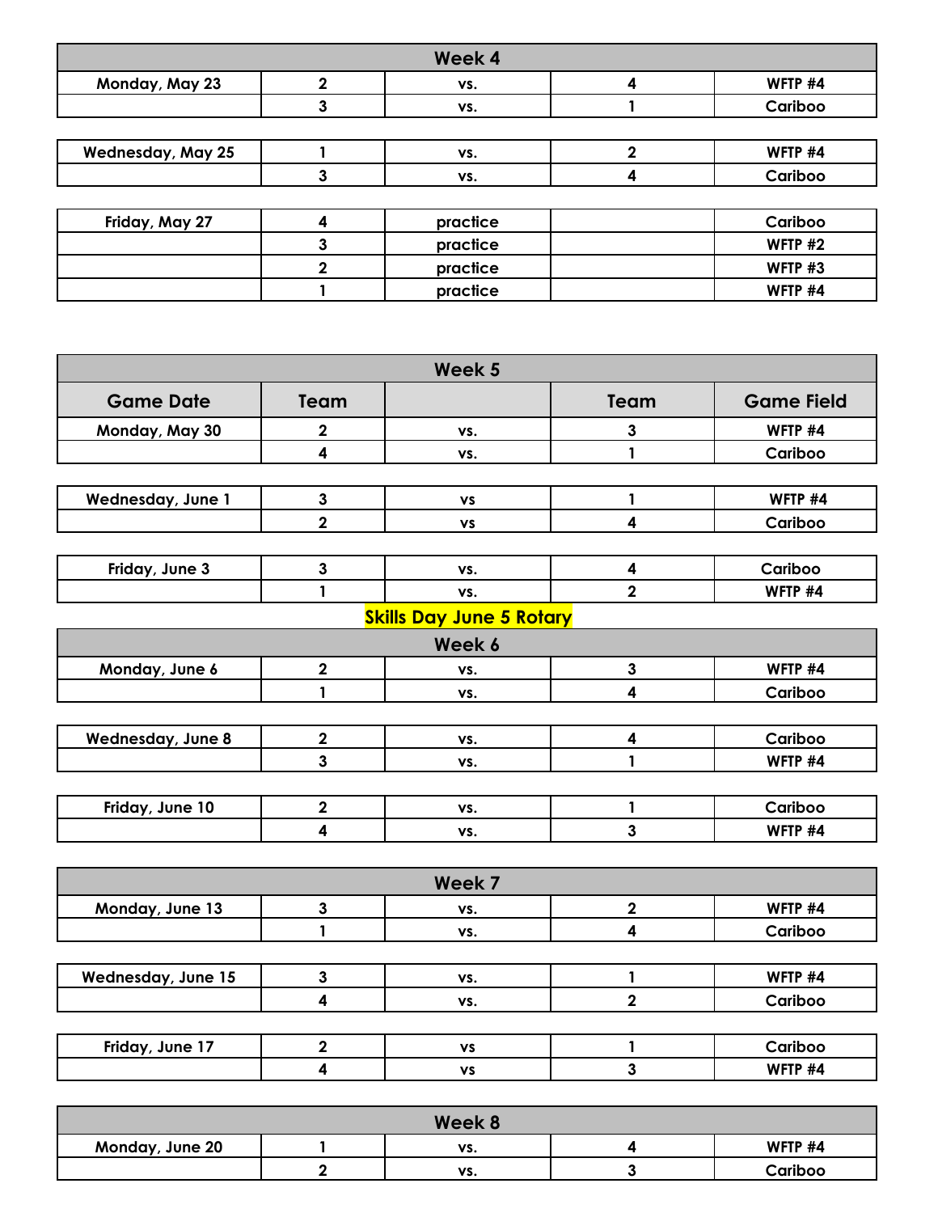| Week 4 | | | | |
|---|---|---|---|---|
| Monday, May 23 | 2 | vs. | 4 | WFTP #4 |
| | 3 | vs. | 1 | Cariboo |

| Wednesday, May 25 | 1 | vs. | 2 | WFTP #4 |
|---|---|---|---|---|
| | 3 | vs. | 4 | Cariboo |

| Friday, May 27 | 4 | practice | | Cariboo |
|---|---|---|---|---|
| | 3 | practice | | WFTP #2 |
| | 2 | practice | | WFTP #3 |
| | 1 | practice | | WFTP #4 |

| Week 5 | | | | |
|---|---|---|---|---|
| **Game Date** | **Team** | | **Team** | **Game Field** |
| Monday, May 30 | 2 | vs. | 3 | WFTP #4 |
| | 4 | vs. | 1 | Cariboo |

| Wednesday, June 1 | 3 | vs | 1 | WFTP #4 |
|---|---|---|---|---|
| | 2 | vs | 4 | Cariboo |

| Friday, June 3 | 3 | vs. | 4 | Cariboo |
|---|---|---|---|---|
| | 1 | vs. | 2 | WFTP #4 |

**Skills Day June 5 Rotary**

| Week 6 | | | | |
|---|---|---|---|---|
| Monday, June 6 | 2 | vs. | 3 | WFTP #4 |
| | 1 | vs. | 4 | Cariboo |

| Wednesday, June 8 | 2 | vs. | 4 | Cariboo |
|---|---|---|---|---|
| | 3 | vs. | 1 | WFTP #4 |

| Friday, June 10 | 2 | vs. | 1 | Cariboo |
|---|---|---|---|---|
| | 4 | vs. | 3 | WFTP #4 |

| Week 7 | | | | |
|---|---|---|---|---|
| Monday, June 13 | 3 | vs. | 2 | WFTP #4 |
| | 1 | vs. | 4 | Cariboo |

| Wednesday, June 15 | 3 | vs. | 1 | WFTP #4 |
|---|---|---|---|---|
| | 4 | vs. | 2 | Cariboo |

| Friday, June 17 | 2 | vs | 1 | Cariboo |
|---|---|---|---|---|
| | 4 | vs | 3 | WFTP #4 |

| Week 8 | | | | |
|---|---|---|---|---|
| Monday, June 20 | 1 | vs. | 4 | WFTP #4 |
| | 2 | vs. | 3 | Cariboo |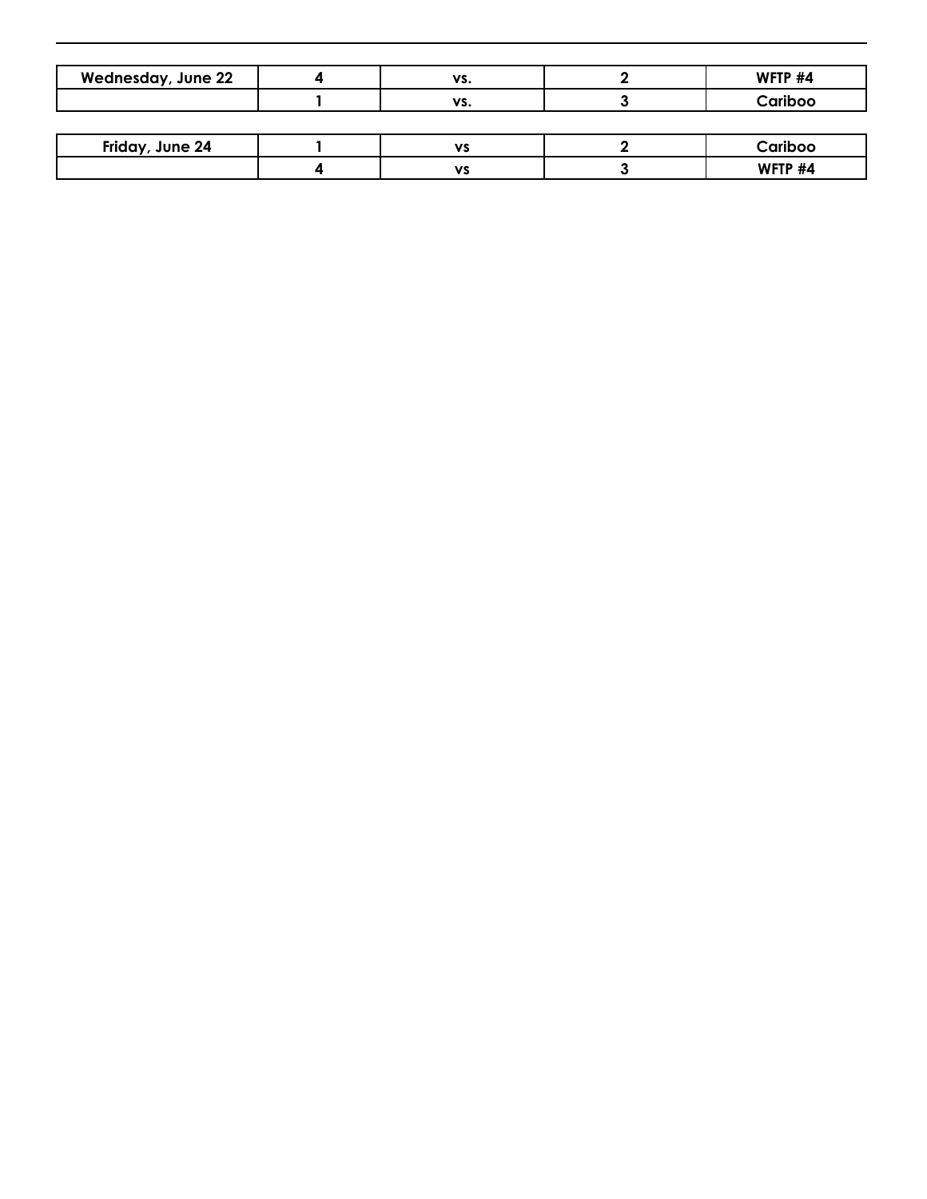| | | | | |
|---|---|---|---|---|
| **Wednesday, June 22** | **4** | **vs.** | **2** | **WFTP #4** |
| | **1** | **vs.** | **3** | **Cariboo** |

| | | | | |
|---|---|---|---|---|
| **Friday, June 24** | **1** | **vs** | **2** | **Cariboo** |
| | **4** | **vs** | **3** | **WFTP #4** |